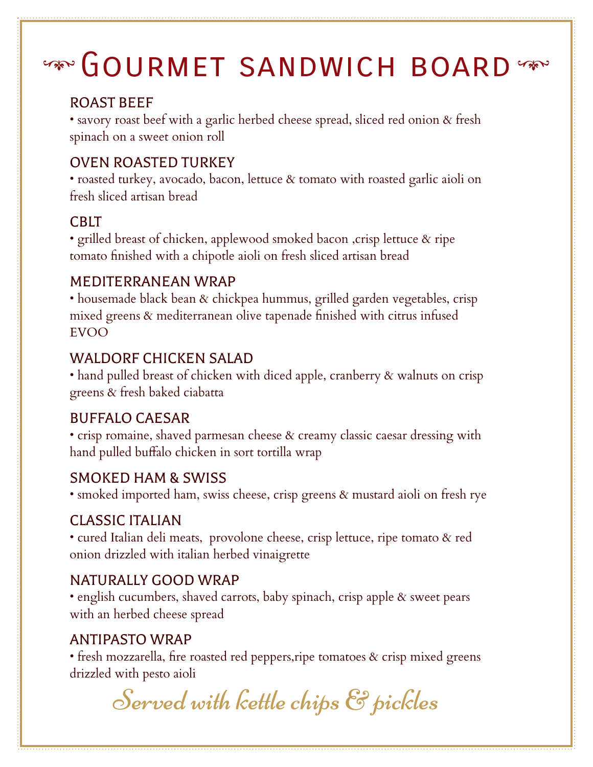# Gourmet sandwich board

## ROAST BEEF

• savory roast beef with a garlic herbed cheese spread, sliced red onion & fresh spinach on a sweet onion roll

## OVEN ROASTED TURKEY

• roasted turkey, avocado, bacon, lettuce & tomato with roasted garlic aioli on fresh sliced artisan bread

## CBLT

• grilled breast of chicken, applewood smoked bacon ,crisp lettuce & ripe tomato finished with a chipotle aioli on fresh sliced artisan bread

## MEDITERRANEAN WRAP

• housemade black bean & chickpea hummus, grilled garden vegetables, crisp mixed greens & mediterranean olive tapenade finished with citrus infused EVOO

## WALDORF CHICKEN SALAD

• hand pulled breast of chicken with diced apple, cranberry & walnuts on crisp greens & fresh baked ciabatta

## BUFFALO CAESAR

• crisp romaine, shaved parmesan cheese & creamy classic caesar dressing with hand pulled buffalo chicken in sort tortilla wrap

## SMOKED HAM & SWISS

• smoked imported ham, swiss cheese, crisp greens & mustard aioli on fresh rye

## CLASSIC ITALIAN

• cured Italian deli meats,  provolone cheese, crisp lettuce, ripe tomato & red onion drizzled with italian herbed vinaigrette

## NATURALLY GOOD WRAP

• english cucumbers, shaved carrots, baby spinach, crisp apple & sweet pears with an herbed cheese spread

## ANTIPASTO WRAP

• fresh mozzarella, fire roasted red peppers,ripe tomatoes & crisp mixed greens drizzled with pesto aioli

*Served with kettle chips & pickles*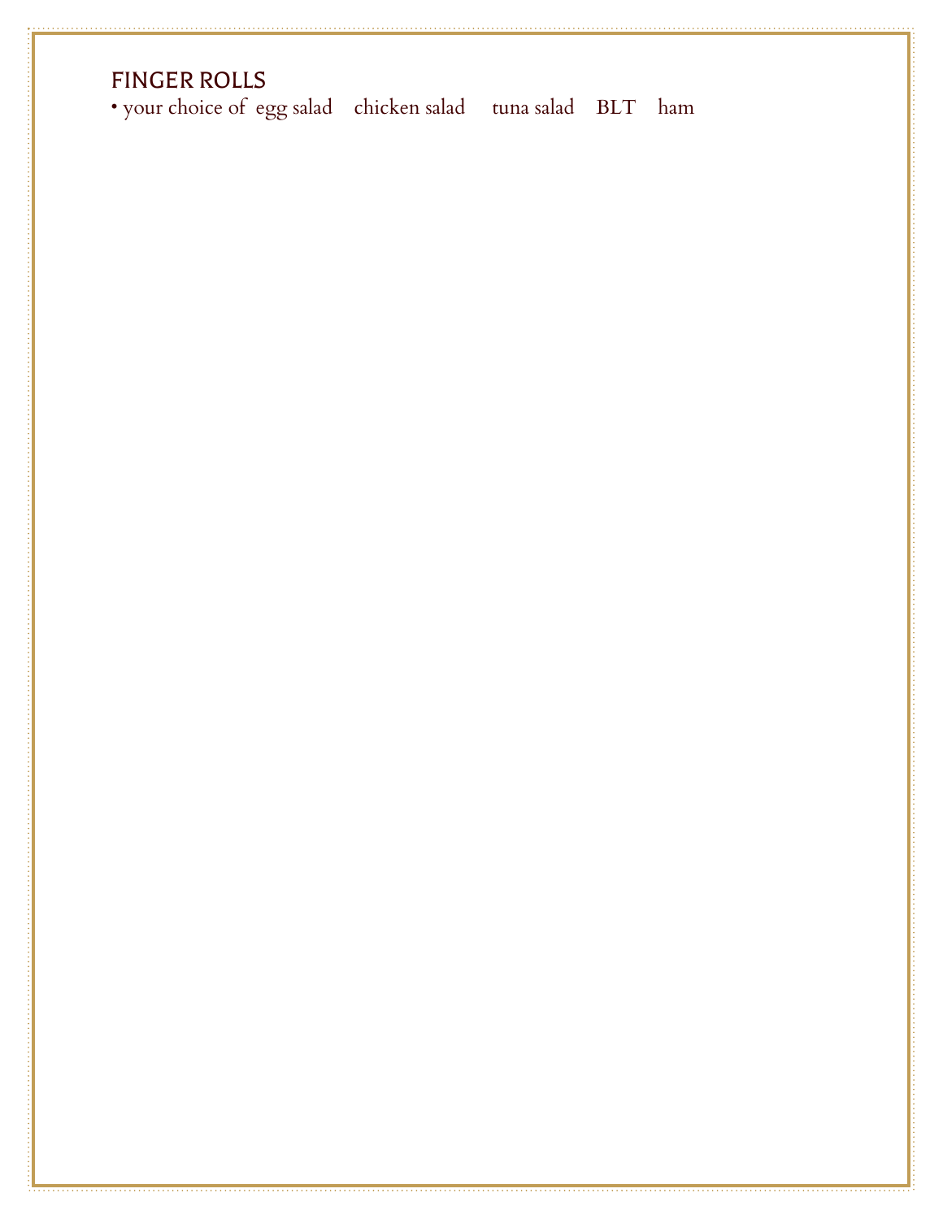## FINGER ROLLS

- your choice of egg salad chicken salad tuna salad BLT ham